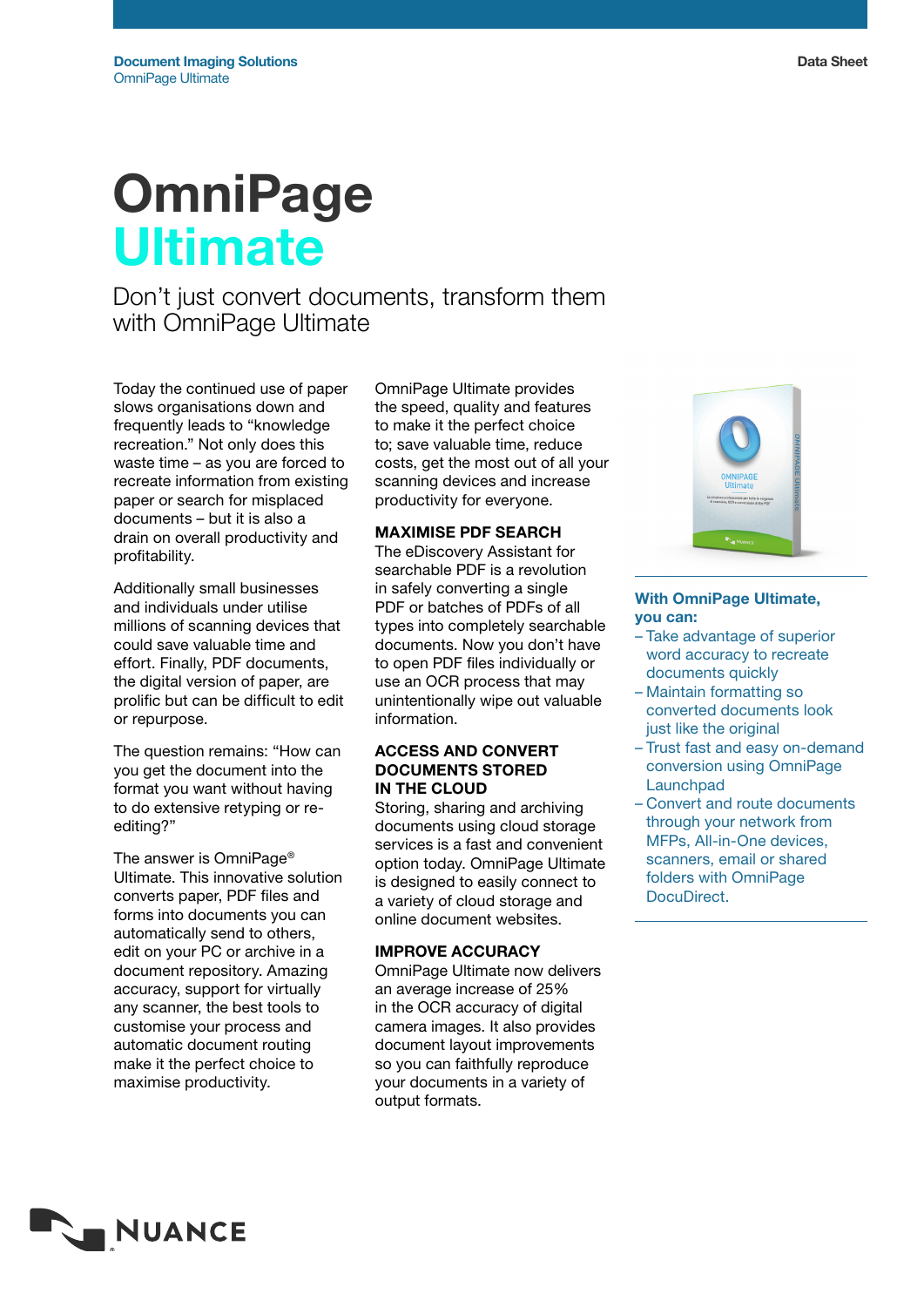Document Imaging Solutions
OmniPage Ultimate

Data Sheet

# OmniPage Ultimate

## Don't just convert documents, transform them with OmniPage Ultimate

Today the continued use of paper slows organisations down and frequently leads to "knowledge recreation." Not only does this waste time – as you are forced to recreate information from existing paper or search for misplaced documents – but it is also a drain on overall productivity and profitability.

Additionally small businesses and individuals under utilise millions of scanning devices that could save valuable time and effort. Finally, PDF documents, the digital version of paper, are prolific but can be difficult to edit or repurpose.

The question remains: "How can you get the document into the format you want without having to do extensive retyping or re-editing?"

The answer is OmniPage® Ultimate. This innovative solution converts paper, PDF files and forms into documents you can automatically send to others, edit on your PC or archive in a document repository. Amazing accuracy, support for virtually any scanner, the best tools to customise your process and automatic document routing make it the perfect choice to maximise productivity.

OmniPage Ultimate provides the speed, quality and features to make it the perfect choice to; save valuable time, reduce costs, get the most out of all your scanning devices and increase productivity for everyone.

### MAXIMISE PDF SEARCH

The eDiscovery Assistant for searchable PDF is a revolution in safely converting a single PDF or batches of PDFs of all types into completely searchable documents. Now you don't have to open PDF files individually or use an OCR process that may unintentionally wipe out valuable information.

### ACCESS AND CONVERT DOCUMENTS STORED IN THE CLOUD

Storing, sharing and archiving documents using cloud storage services is a fast and convenient option today. OmniPage Ultimate is designed to easily connect to a variety of cloud storage and online document websites.

### IMPROVE ACCURACY

OmniPage Ultimate now delivers an average increase of 25% in the OCR accuracy of digital camera images. It also provides document layout improvements so you can faithfully reproduce your documents in a variety of output formats.

**With OmniPage Ultimate, you can:**

- Take advantage of superior word accuracy to recreate documents quickly
- Maintain formatting so converted documents look just like the original
- Trust fast and easy on-demand conversion using OmniPage Launchpad
- Convert and route documents through your network from MFPs, All-in-One devices, scanners, email or shared folders with OmniPage DocuDirect.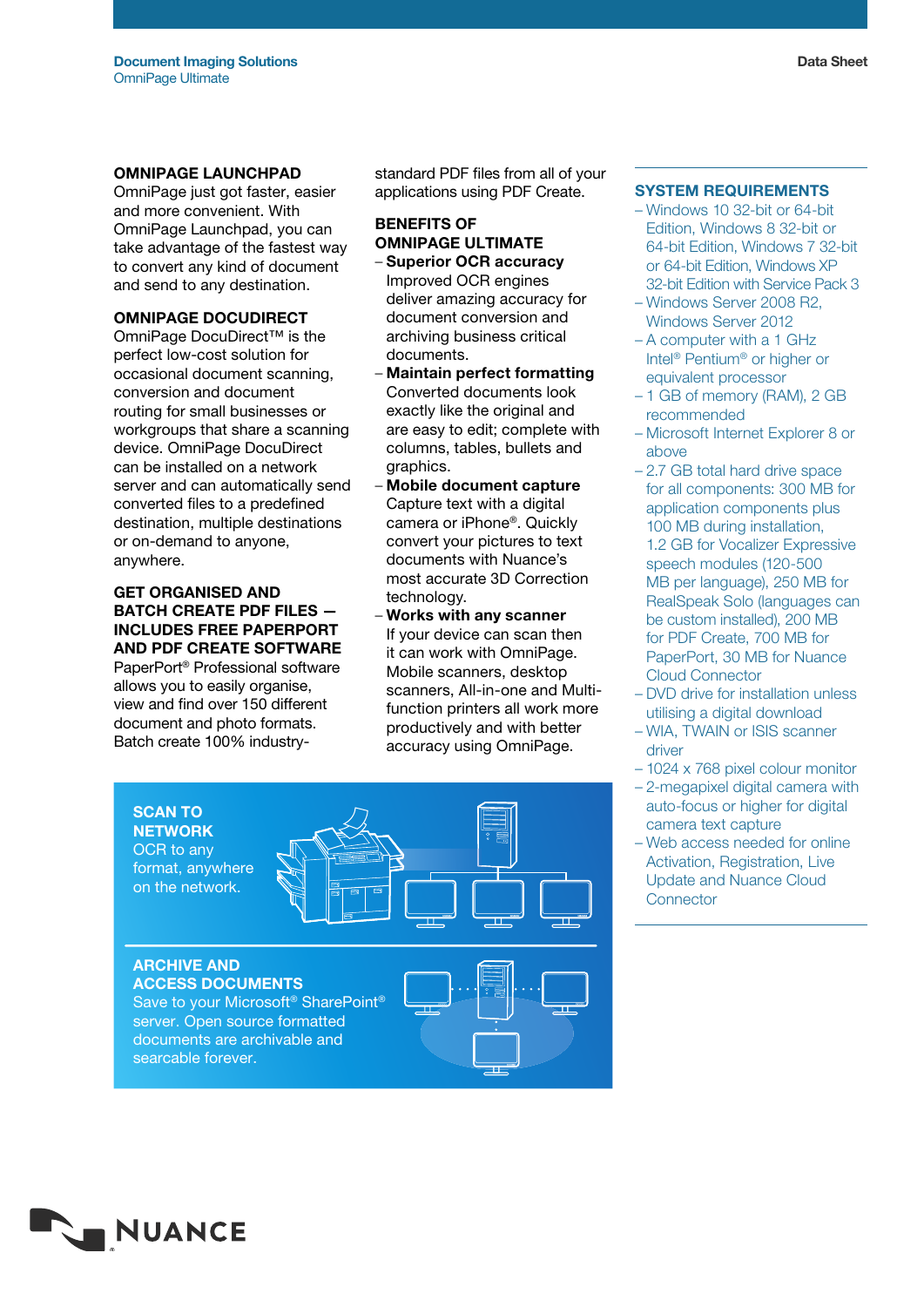## OMNIPAGE LAUNCHPAD

OmniPage just got faster, easier and more convenient. With OmniPage Launchpad, you can take advantage of the fastest way to convert any kind of document and send to any destination.

## OMNIPAGE DOCUDIRECT

OmniPage DocuDirect™ is the perfect low-cost solution for occasional document scanning, conversion and document routing for small businesses or workgroups that share a scanning device. OmniPage DocuDirect can be installed on a network server and can automatically send converted files to a predefined destination, multiple destinations or on-demand to anyone, anywhere.

## GET ORGANISED AND BATCH CREATE PDF FILES — INCLUDES FREE PAPERPORT AND PDF CREATE SOFTWARE

PaperPort® Professional software allows you to easily organise, view and find over 150 different document and photo formats. Batch create 100% industry-standard PDF files from all of your applications using PDF Create.

## BENEFITS OF OMNIPAGE ULTIMATE

- **Superior OCR accuracy**
  Improved OCR engines deliver amazing accuracy for document conversion and archiving business critical documents.
- **Maintain perfect formatting**
  Converted documents look exactly like the original and are easy to edit; complete with columns, tables, bullets and graphics.
- **Mobile document capture**
  Capture text with a digital camera or iPhone®. Quickly convert your pictures to text documents with Nuance's most accurate 3D Correction technology.
- **Works with any scanner**
  If your device can scan then it can work with OmniPage. Mobile scanners, desktop scanners, All-in-one and Multi-function printers all work more productively and with better accuracy using OmniPage.

**SCAN TO NETWORK**
OCR to any format, anywhere on the network.

**ARCHIVE AND ACCESS DOCUMENTS**
Save to your Microsoft® SharePoint® server. Open source formatted documents are archivable and searchable forever.

## SYSTEM REQUIREMENTS

- Windows 10 32-bit or 64-bit Edition, Windows 8 32-bit or 64-bit Edition, Windows 7 32-bit or 64-bit Edition, Windows XP 32-bit Edition with Service Pack 3
- Windows Server 2008 R2, Windows Server 2012
- A computer with a 1 GHz Intel® Pentium® or higher or equivalent processor
- 1 GB of memory (RAM), 2 GB recommended
- Microsoft Internet Explorer 8 or above
- 2.7 GB total hard drive space for all components: 300 MB for application components plus 100 MB during installation, 1.2 GB for Vocalizer Expressive speech modules (120-500 MB per language), 250 MB for RealSpeak Solo (languages can be custom installed), 200 MB for PDF Create, 700 MB for PaperPort, 30 MB for Nuance Cloud Connector
- DVD drive for installation unless utilising a digital download
- WIA, TWAIN or ISIS scanner driver
- 1024 x 768 pixel colour monitor
- 2-megapixel digital camera with auto-focus or higher for digital camera text capture
- Web access needed for online Activation, Registration, Live Update and Nuance Cloud Connector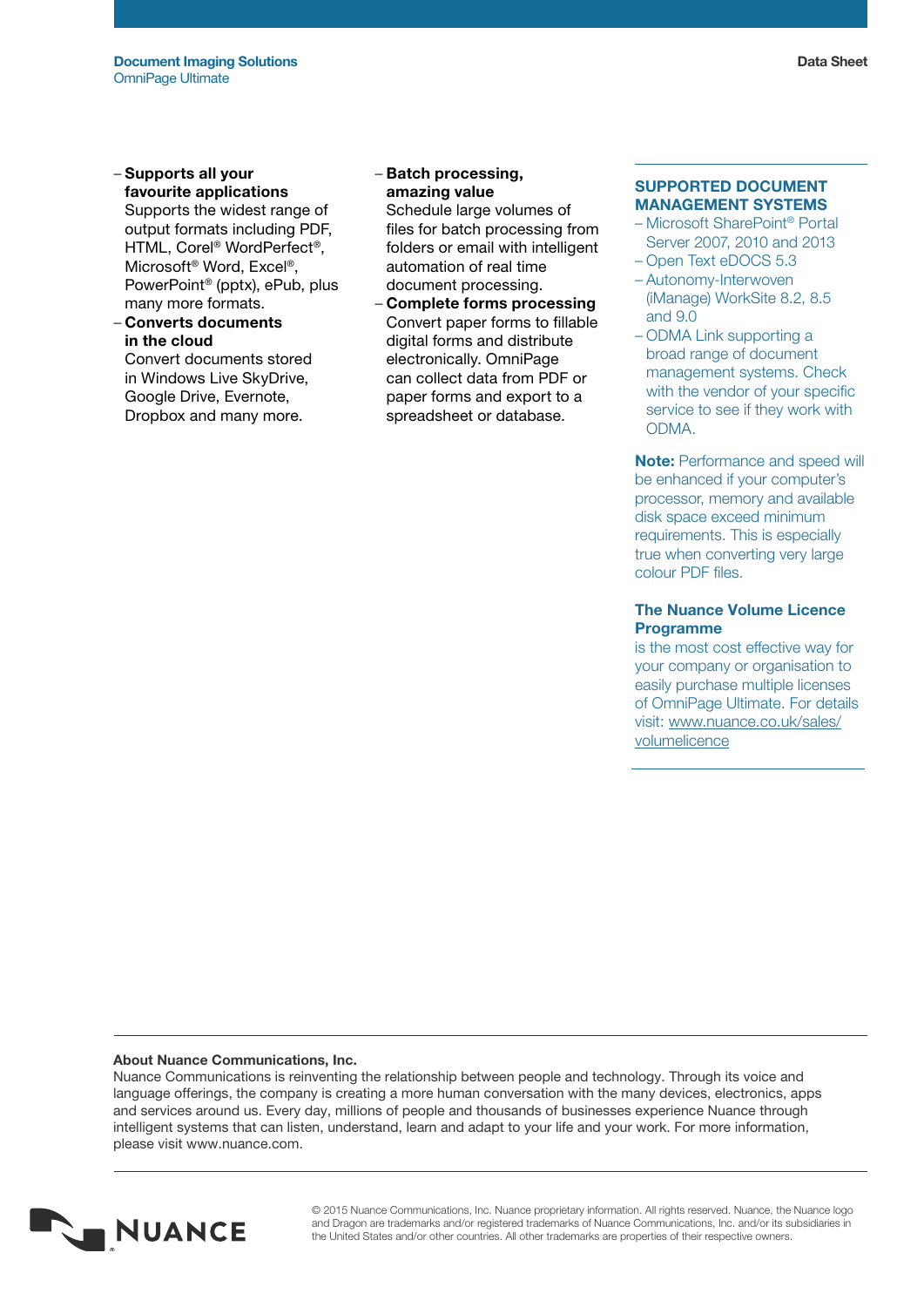- **Supports all your favourite applications**
  Supports the widest range of output formats including PDF, HTML, Corel® WordPerfect®, Microsoft® Word, Excel®, PowerPoint® (pptx), ePub, plus many more formats.
- **Converts documents in the cloud**
  Convert documents stored in Windows Live SkyDrive, Google Drive, Evernote, Dropbox and many more.
- **Batch processing, amazing value**
  Schedule large volumes of files for batch processing from folders or email with intelligent automation of real time document processing.
- **Complete forms processing**
  Convert paper forms to fillable digital forms and distribute electronically. OmniPage can collect data from PDF or paper forms and export to a spreadsheet or database.

### SUPPORTED DOCUMENT MANAGEMENT SYSTEMS

- Microsoft SharePoint® Portal Server 2007, 2010 and 2013
- Open Text eDOCS 5.3
- Autonomy-Interwoven (iManage) WorkSite 8.2, 8.5 and 9.0
- ODMA Link supporting a broad range of document management systems. Check with the vendor of your specific service to see if they work with ODMA.

**Note:** Performance and speed will be enhanced if your computer's processor, memory and available disk space exceed minimum requirements. This is especially true when converting very large colour PDF files.

**The Nuance Volume Licence Programme**
is the most cost effective way for your company or organisation to easily purchase multiple licenses of OmniPage Ultimate. For details visit: www.nuance.co.uk/sales/volumelicence

**About Nuance Communications, Inc.**
Nuance Communications is reinventing the relationship between people and technology. Through its voice and language offerings, the company is creating a more human conversation with the many devices, electronics, apps and services around us. Every day, millions of people and thousands of businesses experience Nuance through intelligent systems that can listen, understand, learn and adapt to your life and your work. For more information, please visit www.nuance.com.

NUANCE

© 2015 Nuance Communications, Inc. Nuance proprietary information. All rights reserved. Nuance, the Nuance logo and Dragon are trademarks and/or registered trademarks of Nuance Communications, Inc. and/or its subsidiaries in the United States and/or other countries. All other trademarks are properties of their respective owners.